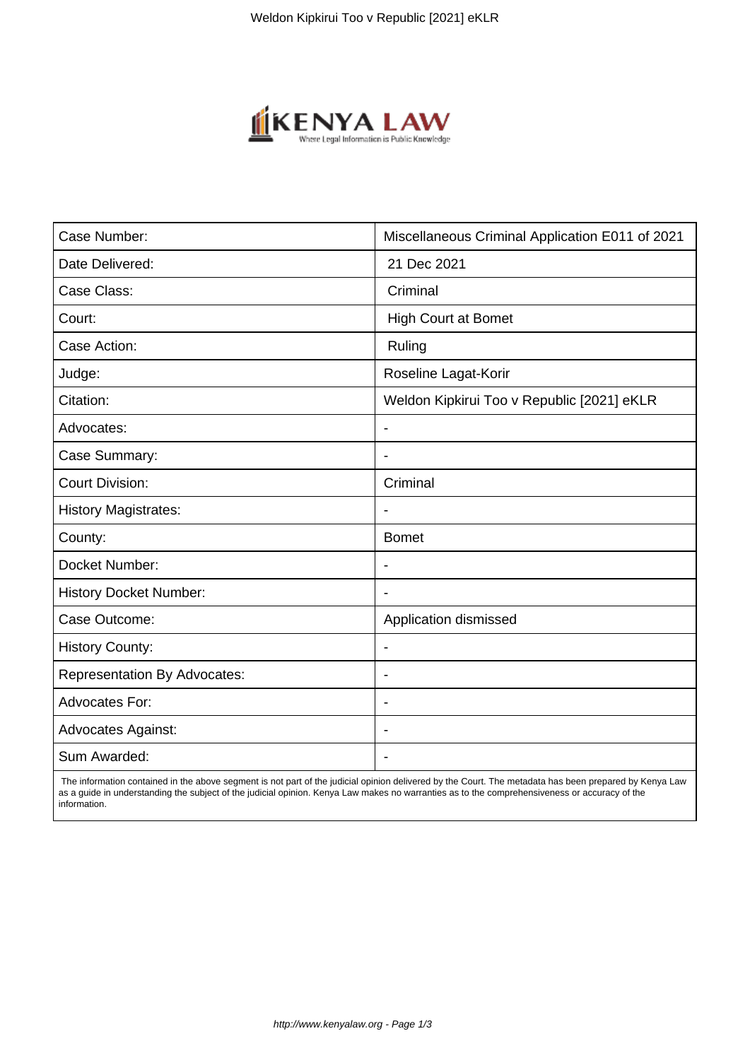| Case Number: | Miscellaneous Criminal Application E011 of 2021 |
|---|---|
| Date Delivered: | 21 Dec 2021 |
| Case Class: | Criminal |
| Court: | High Court at Bomet |
| Case Action: | Ruling |
| Judge: | Roseline Lagat-Korir |
| Citation: | Weldon Kipkirui Too v Republic [2021] eKLR |
| Advocates: | - |
| Case Summary: | - |
| Court Division: | Criminal |
| History Magistrates: | - |
| County: | Bomet |
| Docket Number: | - |
| History Docket Number: | - |
| Case Outcome: | Application dismissed |
| History County: | - |
| Representation By Advocates: | - |
| Advocates For: | - |
| Advocates Against: | - |
| Sum Awarded: | - |

The information contained in the above segment is not part of the judicial opinion delivered by the Court. The metadata has been prepared by Kenya Law as a guide in understanding the subject of the judicial opinion. Kenya Law makes no warranties as to the comprehensiveness or accuracy of the information.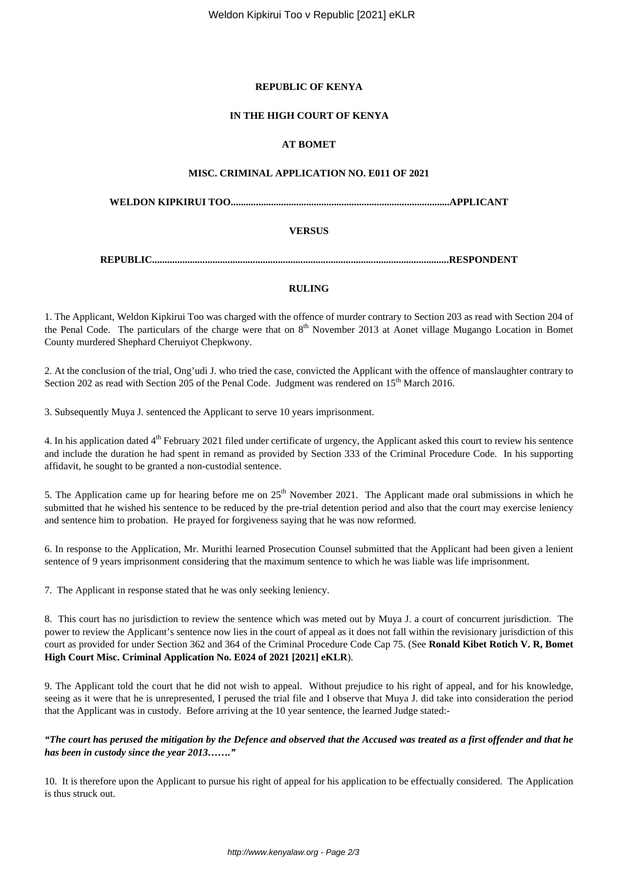**REPUBLIC OF KENYA**

**IN THE HIGH COURT OF KENYA**

**AT BOMET**

**MISC. CRIMINAL APPLICATION NO. E011 OF 2021**

**WELDON KIPKIRUI TOO.......................................................................................APPLICANT**

**VERSUS**

**REPUBLIC.......................................................................................................................RESPONDENT**

**RULING**

1. The Applicant, Weldon Kipkirui Too was charged with the offence of murder contrary to Section 203 as read with Section 204 of the Penal Code. The particulars of the charge were that on 8th November 2013 at Aonet village Mugango Location in Bomet County murdered Shephard Cheruiyot Chepkwony.

2. At the conclusion of the trial, Ong'udi J. who tried the case, convicted the Applicant with the offence of manslaughter contrary to Section 202 as read with Section 205 of the Penal Code. Judgment was rendered on 15th March 2016.

3. Subsequently Muya J. sentenced the Applicant to serve 10 years imprisonment.

4. In his application dated 4th February 2021 filed under certificate of urgency, the Applicant asked this court to review his sentence and include the duration he had spent in remand as provided by Section 333 of the Criminal Procedure Code. In his supporting affidavit, he sought to be granted a non-custodial sentence.

5. The Application came up for hearing before me on 25th November 2021. The Applicant made oral submissions in which he submitted that he wished his sentence to be reduced by the pre-trial detention period and also that the court may exercise leniency and sentence him to probation. He prayed for forgiveness saying that he was now reformed.

6. In response to the Application, Mr. Murithi learned Prosecution Counsel submitted that the Applicant had been given a lenient sentence of 9 years imprisonment considering that the maximum sentence to which he was liable was life imprisonment.

7. The Applicant in response stated that he was only seeking leniency.

8. This court has no jurisdiction to review the sentence which was meted out by Muya J. a court of concurrent jurisdiction. The power to review the Applicant's sentence now lies in the court of appeal as it does not fall within the revisionary jurisdiction of this court as provided for under Section 362 and 364 of the Criminal Procedure Code Cap 75. (See **Ronald Kibet Rotich V. R, Bomet High Court Misc. Criminal Application No. E024 of 2021 [2021] eKLR**).

9. The Applicant told the court that he did not wish to appeal. Without prejudice to his right of appeal, and for his knowledge, seeing as it were that he is unrepresented, I perused the trial file and I observe that Muya J. did take into consideration the period that the Applicant was in custody. Before arriving at the 10 year sentence, the learned Judge stated:-

***"The court has perused the mitigation by the Defence and observed that the Accused was treated as a first offender and that he has been in custody since the year 2013……."***

10. It is therefore upon the Applicant to pursue his right of appeal for his application to be effectually considered. The Application is thus struck out.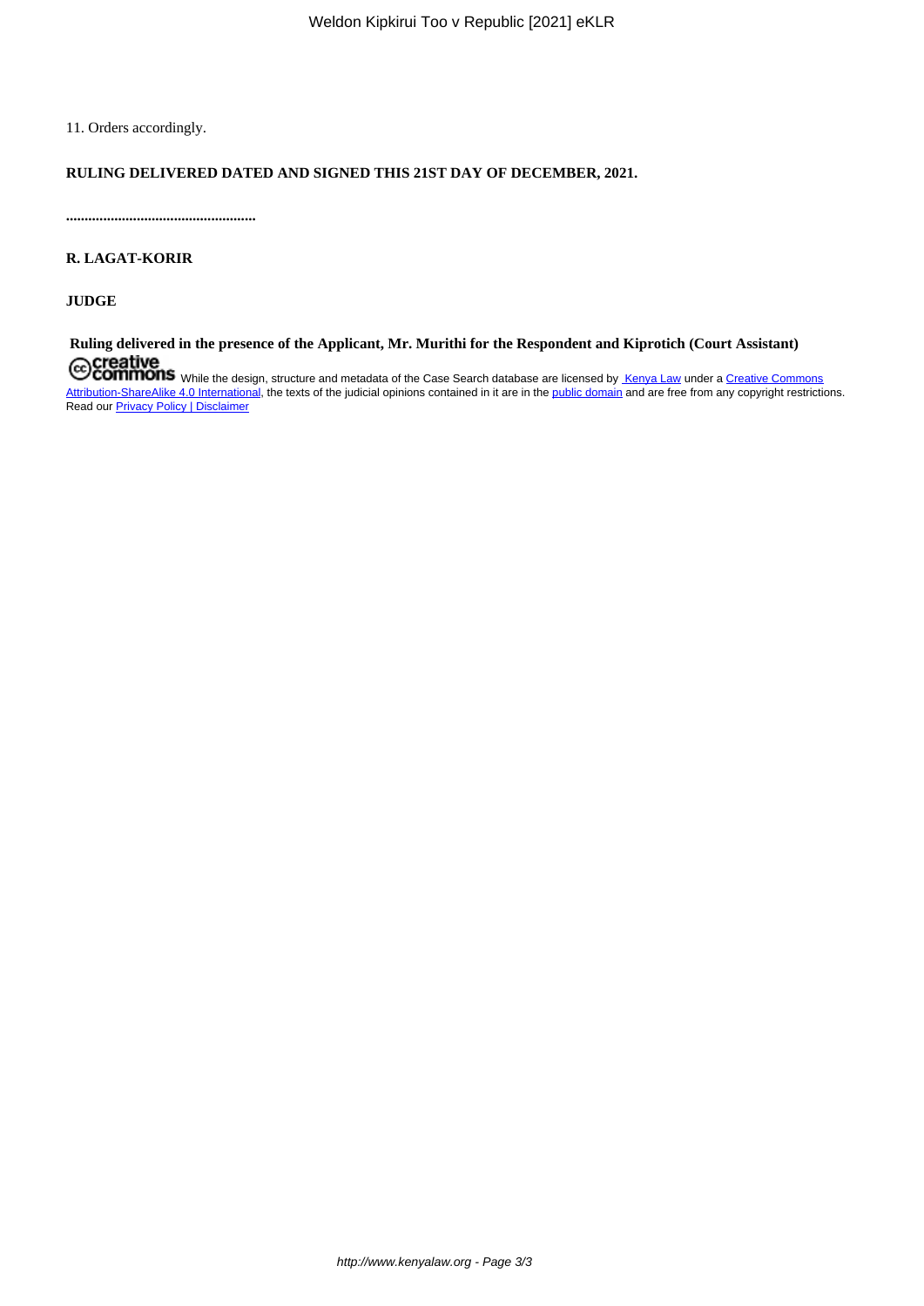11. Orders accordingly.

**RULING DELIVERED DATED AND SIGNED THIS 21ST DAY OF DECEMBER, 2021.**

**...................................................**

**R. LAGAT-KORIR**

**JUDGE**

**Ruling delivered in the presence of the Applicant, Mr. Murithi for the Respondent and Kiprotich (Court Assistant)**

While the design, structure and metadata of the Case Search database are licensed by Kenya Law under a Creative Commons Attribution-ShareAlike 4.0 International, the texts of the judicial opinions contained in it are in the public domain and are free from any copyright restrictions. Read our Privacy Policy | Disclaimer